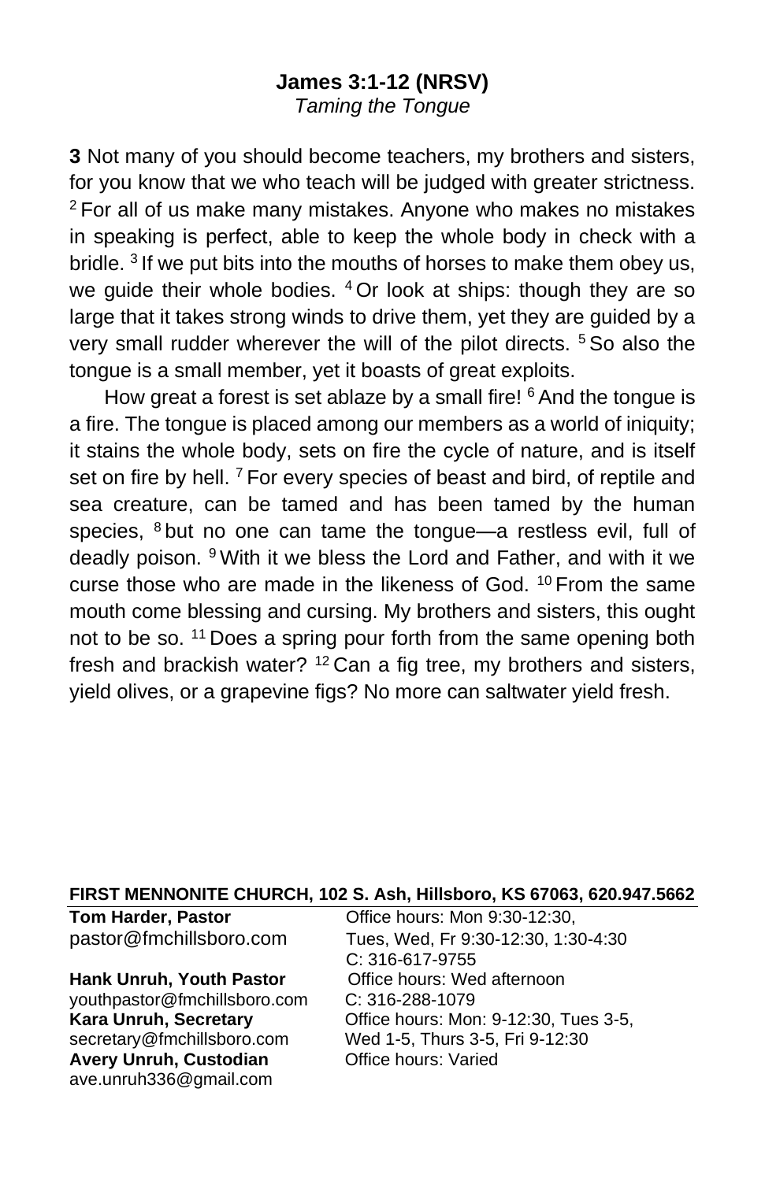## James 3:1-12 (NRSV)

*Taming the Tongue*

**3** Not many of you should become teachers, my brothers and sisters, for you know that we who teach will be judged with greater strictness. [2] For all of us make many mistakes. Anyone who makes no mistakes in speaking is perfect, able to keep the whole body in check with a bridle. [3] If we put bits into the mouths of horses to make them obey us, we guide their whole bodies. [4] Or look at ships: though they are so large that it takes strong winds to drive them, yet they are guided by a very small rudder wherever the will of the pilot directs. [5] So also the tongue is a small member, yet it boasts of great exploits.

How great a forest is set ablaze by a small fire! [6] And the tongue is a fire. The tongue is placed among our members as a world of iniquity; it stains the whole body, sets on fire the cycle of nature, and is itself set on fire by hell. [7] For every species of beast and bird, of reptile and sea creature, can be tamed and has been tamed by the human species, [8] but no one can tame the tongue—a restless evil, full of deadly poison. [9] With it we bless the Lord and Father, and with it we curse those who are made in the likeness of God. [10] From the same mouth come blessing and cursing. My brothers and sisters, this ought not to be so. [11] Does a spring pour forth from the same opening both fresh and brackish water? [12] Can a fig tree, my brothers and sisters, yield olives, or a grapevine figs? No more can saltwater yield fresh.

**FIRST MENNONITE CHURCH, 102 S. Ash, Hillsboro, KS 67063, 620.947.5662**

**Tom Harder, Pastor**
pastor@fmchillsboro.com
Office hours: Mon 9:30-12:30, Tues, Wed, Fr 9:30-12:30, 1:30-4:30
C: 316-617-9755

**Hank Unruh, Youth Pastor**
youthpastor@fmchillsboro.com
Office hours: Wed afternoon
C: 316-288-1079

**Kara Unruh, Secretary**
secretary@fmchillsboro.com
Office hours: Mon: 9-12:30, Tues 3-5, Wed 1-5, Thurs 3-5, Fri 9-12:30

**Avery Unruh, Custodian**
ave.unruh336@gmail.com
Office hours: Varied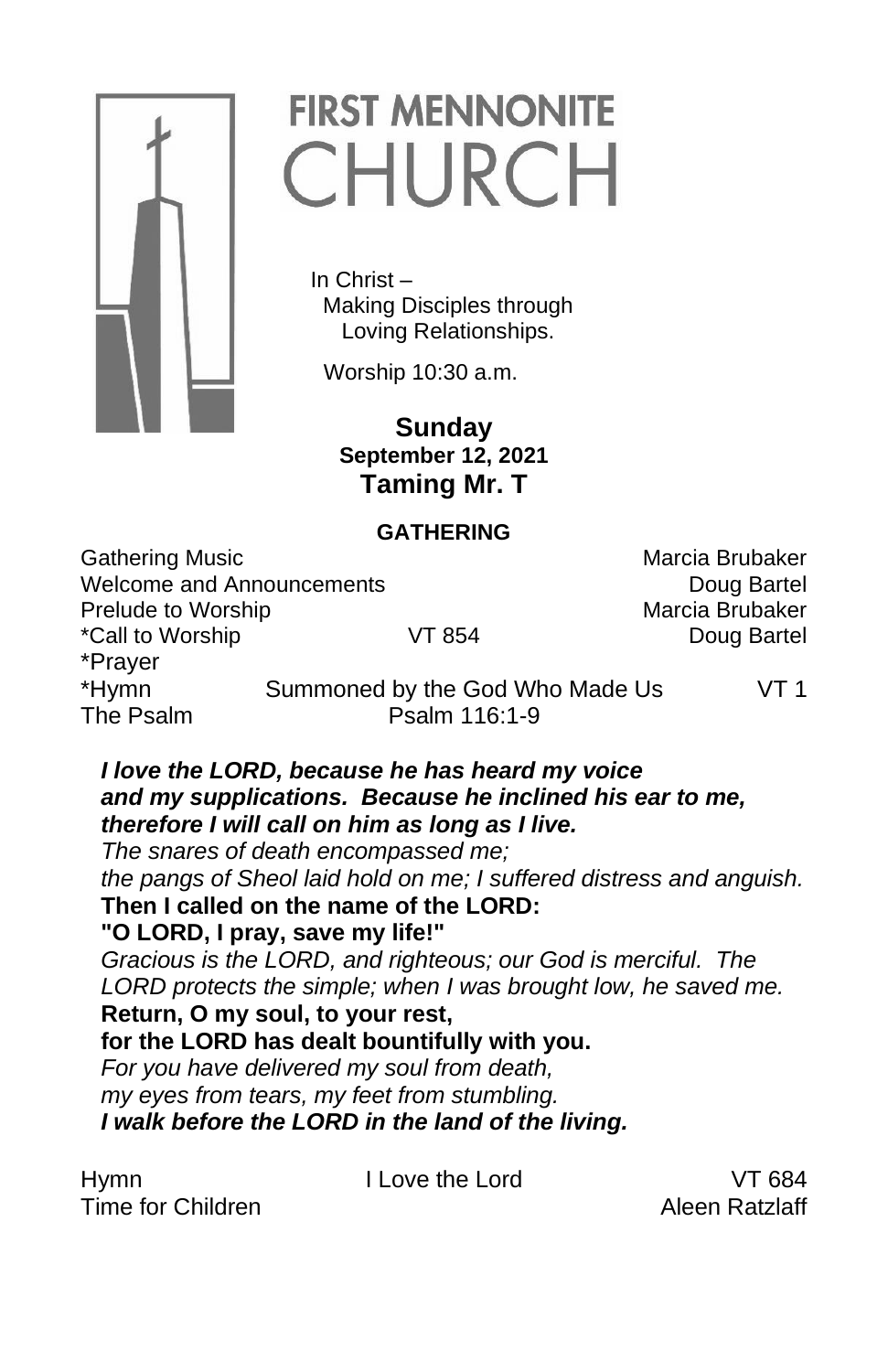# FIRST MENNONITE CHURCH

In Christ –
Making Disciples through
Loving Relationships.

Worship 10:30 a.m.

**Sunday**
**September 12, 2021**
**Taming Mr. T**

## GATHERING

| | | |
|---|---|---|
| Gathering Music | | Marcia Brubaker |
| Welcome and Announcements | | Doug Bartel |
| Prelude to Worship | | Marcia Brubaker |
| *Call to Worship | VT 854 | Doug Bartel |
| *Prayer | | |
| *Hymn | Summoned by the God Who Made Us | VT 1 |
| The Psalm | Psalm 116:1-9 | |

***I love the LORD, because he has heard my voice and my supplications. Because he inclined his ear to me, therefore I will call on him as long as I live.***
*The snares of death encompassed me;*
*the pangs of Sheol laid hold on me; I suffered distress and anguish.*
**Then I called on the name of the LORD:**
**"O LORD, I pray, save my life!"**
*Gracious is the LORD, and righteous; our God is merciful. The LORD protects the simple; when I was brought low, he saved me.*
**Return, O my soul, to your rest,**
**for the LORD has dealt bountifully with you.**
*For you have delivered my soul from death,*
*my eyes from tears, my feet from stumbling.*
***I walk before the LORD in the land of the living.***

| | | |
|---|---|---|
| Hymn | I Love the Lord | VT 684 |
| Time for Children | | Aleen Ratzlaff |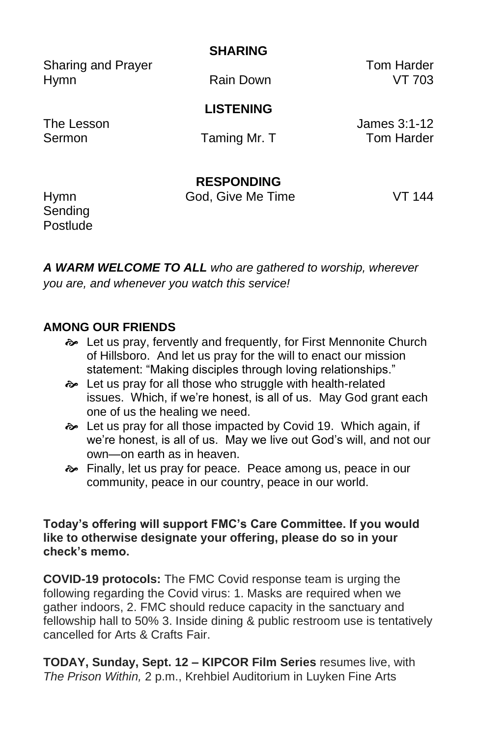## SHARING

| | | |
|---|---|---|
| Sharing and Prayer | | Tom Harder |
| Hymn | Rain Down | VT 703 |

## LISTENING

| | | |
|---|---|---|
| The Lesson | | James 3:1-12 |
| Sermon | Taming Mr. T | Tom Harder |

## RESPONDING

| | | |
|---|---|---|
| Hymn | God, Give Me Time | VT 144 |
| Sending | | |
| Postlude | | |

***A WARM WELCOME TO ALL** who are gathered to worship, wherever you are, and whenever you watch this service!*

**AMONG OUR FRIENDS**

- Let us pray, fervently and frequently, for First Mennonite Church of Hillsboro. And let us pray for the will to enact our mission statement: "Making disciples through loving relationships."
- Let us pray for all those who struggle with health-related issues. Which, if we're honest, is all of us. May God grant each one of us the healing we need.
- Let us pray for all those impacted by Covid 19. Which again, if we're honest, is all of us. May we live out God's will, and not our own—on earth as in heaven.
- Finally, let us pray for peace. Peace among us, peace in our community, peace in our country, peace in our world.

**Today's offering will support FMC's Care Committee. If you would like to otherwise designate your offering, please do so in your check's memo.**

**COVID-19 protocols:** The FMC Covid response team is urging the following regarding the Covid virus: 1. Masks are required when we gather indoors, 2. FMC should reduce capacity in the sanctuary and fellowship hall to 50% 3. Inside dining & public restroom use is tentatively cancelled for Arts & Crafts Fair.

**TODAY, Sunday, Sept. 12 – KIPCOR Film Series** resumes live, with *The Prison Within,* 2 p.m., Krehbiel Auditorium in Luyken Fine Arts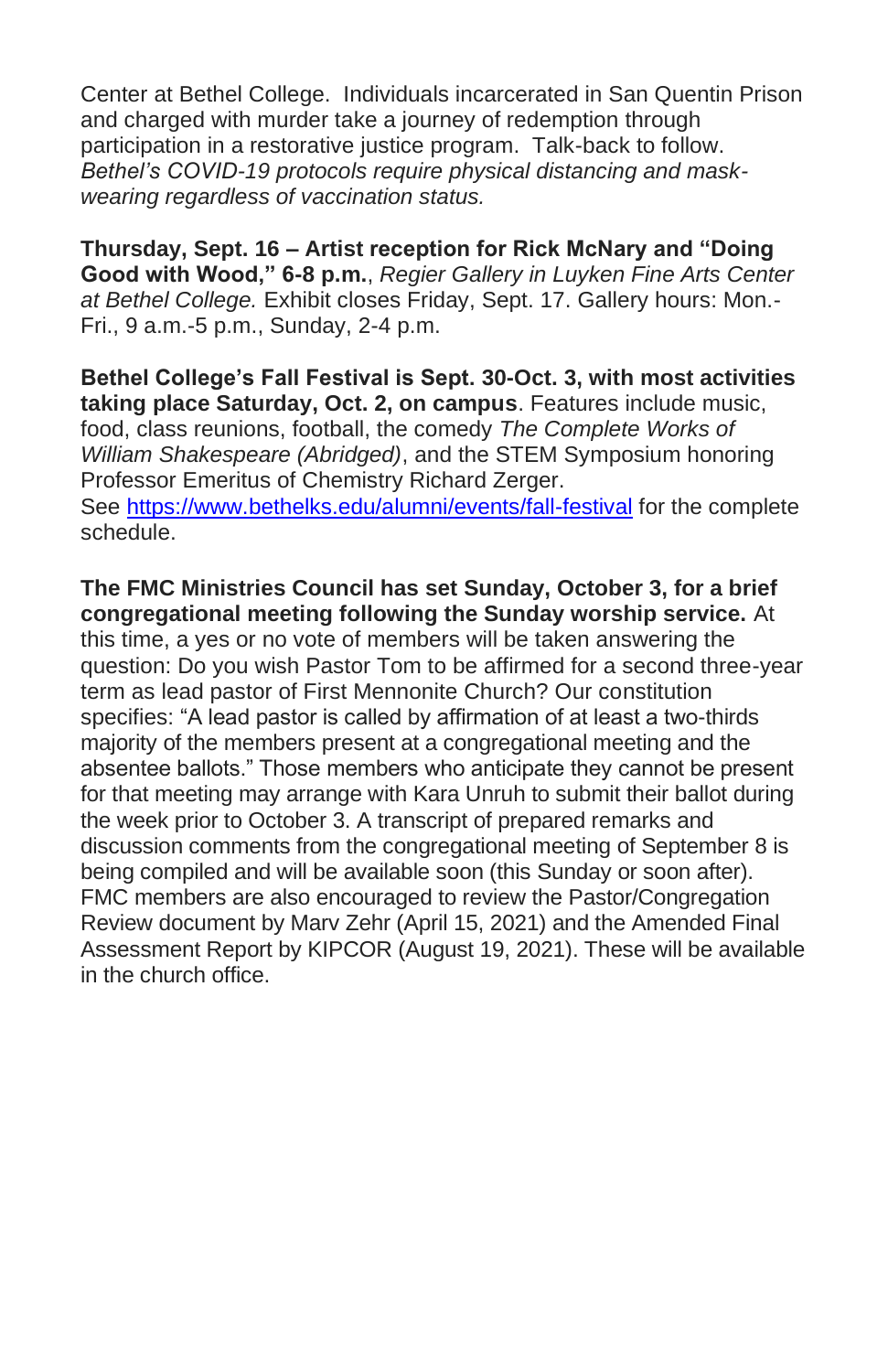Center at Bethel College. Individuals incarcerated in San Quentin Prison and charged with murder take a journey of redemption through participation in a restorative justice program. Talk-back to follow. *Bethel's COVID-19 protocols require physical distancing and mask-wearing regardless of vaccination status.*

**Thursday, Sept. 16 – Artist reception for Rick McNary and "Doing Good with Wood," 6-8 p.m.**, *Regier Gallery in Luyken Fine Arts Center at Bethel College.* Exhibit closes Friday, Sept. 17. Gallery hours: Mon.-Fri., 9 a.m.-5 p.m., Sunday, 2-4 p.m.

**Bethel College's Fall Festival is Sept. 30-Oct. 3, with most activities taking place Saturday, Oct. 2, on campus**. Features include music, food, class reunions, football, the comedy *The Complete Works of William Shakespeare (Abridged)*, and the STEM Symposium honoring Professor Emeritus of Chemistry Richard Zerger.
See [https://www.bethelks.edu/alumni/events/fall-festival](https://www.bethelks.edu/alumni/events/fall-festival) for the complete schedule.

**The FMC Ministries Council has set Sunday, October 3, for a brief congregational meeting following the Sunday worship service.** At this time, a yes or no vote of members will be taken answering the question: Do you wish Pastor Tom to be affirmed for a second three-year term as lead pastor of First Mennonite Church? Our constitution specifies: "A lead pastor is called by affirmation of at least a two-thirds majority of the members present at a congregational meeting and the absentee ballots." Those members who anticipate they cannot be present for that meeting may arrange with Kara Unruh to submit their ballot during the week prior to October 3. A transcript of prepared remarks and discussion comments from the congregational meeting of September 8 is being compiled and will be available soon (this Sunday or soon after). FMC members are also encouraged to review the Pastor/Congregation Review document by Marv Zehr (April 15, 2021) and the Amended Final Assessment Report by KIPCOR (August 19, 2021). These will be available in the church office.